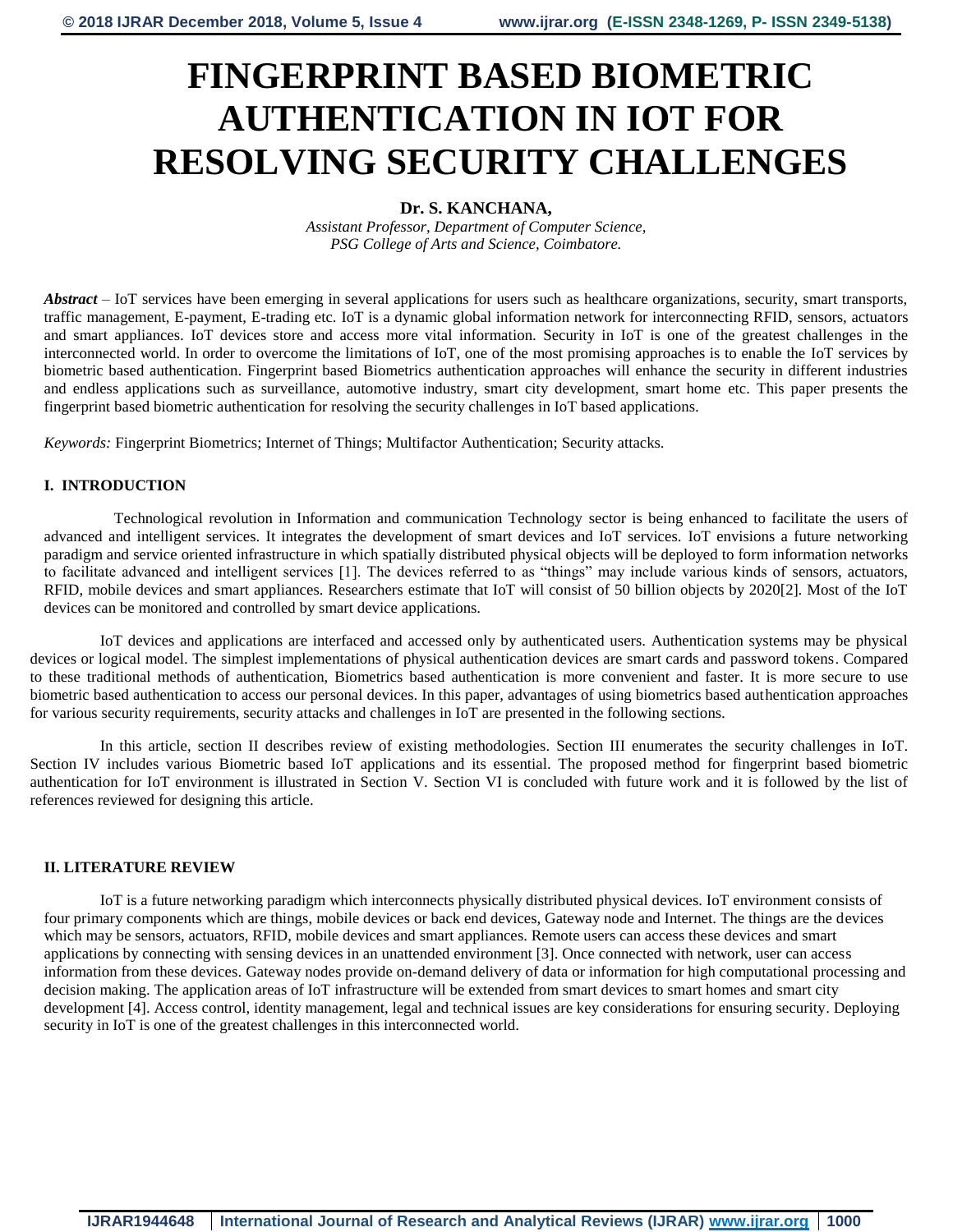# FINGERPRINT BASED BIOMETRIC AUTHENTICATION IN IOT FOR RESOLVING SECURITY CHALLENGES

**Dr. S. KANCHANA,**

*Assistant Professor, Department of Computer Science,*
*PSG College of Arts and Science, Coimbatore.*

***Abstract*** – IoT services have been emerging in several applications for users such as healthcare organizations, security, smart transports, traffic management, E-payment, E-trading etc. IoT is a dynamic global information network for interconnecting RFID, sensors, actuators and smart appliances. IoT devices store and access more vital information. Security in IoT is one of the greatest challenges in the interconnected world. In order to overcome the limitations of IoT, one of the most promising approaches is to enable the IoT services by biometric based authentication. Fingerprint based Biometrics authentication approaches will enhance the security in different industries and endless applications such as surveillance, automotive industry, smart city development, smart home etc. This paper presents the fingerprint based biometric authentication for resolving the security challenges in IoT based applications.

*Keywords:* Fingerprint Biometrics; Internet of Things; Multifactor Authentication; Security attacks.

## I. INTRODUCTION

Technological revolution in Information and communication Technology sector is being enhanced to facilitate the users of advanced and intelligent services. It integrates the development of smart devices and IoT services. IoT envisions a future networking paradigm and service oriented infrastructure in which spatially distributed physical objects will be deployed to form information networks to facilitate advanced and intelligent services [1]. The devices referred to as "things" may include various kinds of sensors, actuators, RFID, mobile devices and smart appliances. Researchers estimate that IoT will consist of 50 billion objects by 2020[2]. Most of the IoT devices can be monitored and controlled by smart device applications.

IoT devices and applications are interfaced and accessed only by authenticated users. Authentication systems may be physical devices or logical model. The simplest implementations of physical authentication devices are smart cards and password tokens. Compared to these traditional methods of authentication, Biometrics based authentication is more convenient and faster. It is more secure to use biometric based authentication to access our personal devices. In this paper, advantages of using biometrics based authentication approaches for various security requirements, security attacks and challenges in IoT are presented in the following sections.

In this article, section II describes review of existing methodologies. Section III enumerates the security challenges in IoT. Section IV includes various Biometric based IoT applications and its essential. The proposed method for fingerprint based biometric authentication for IoT environment is illustrated in Section V. Section VI is concluded with future work and it is followed by the list of references reviewed for designing this article.

## II. LITERATURE REVIEW

IoT is a future networking paradigm which interconnects physically distributed physical devices. IoT environment consists of four primary components which are things, mobile devices or back end devices, Gateway node and Internet. The things are the devices which may be sensors, actuators, RFID, mobile devices and smart appliances. Remote users can access these devices and smart applications by connecting with sensing devices in an unattended environment [3]. Once connected with network, user can access information from these devices. Gateway nodes provide on-demand delivery of data or information for high computational processing and decision making. The application areas of IoT infrastructure will be extended from smart devices to smart homes and smart city development [4]. Access control, identity management, legal and technical issues are key considerations for ensuring security. Deploying security in IoT is one of the greatest challenges in this interconnected world.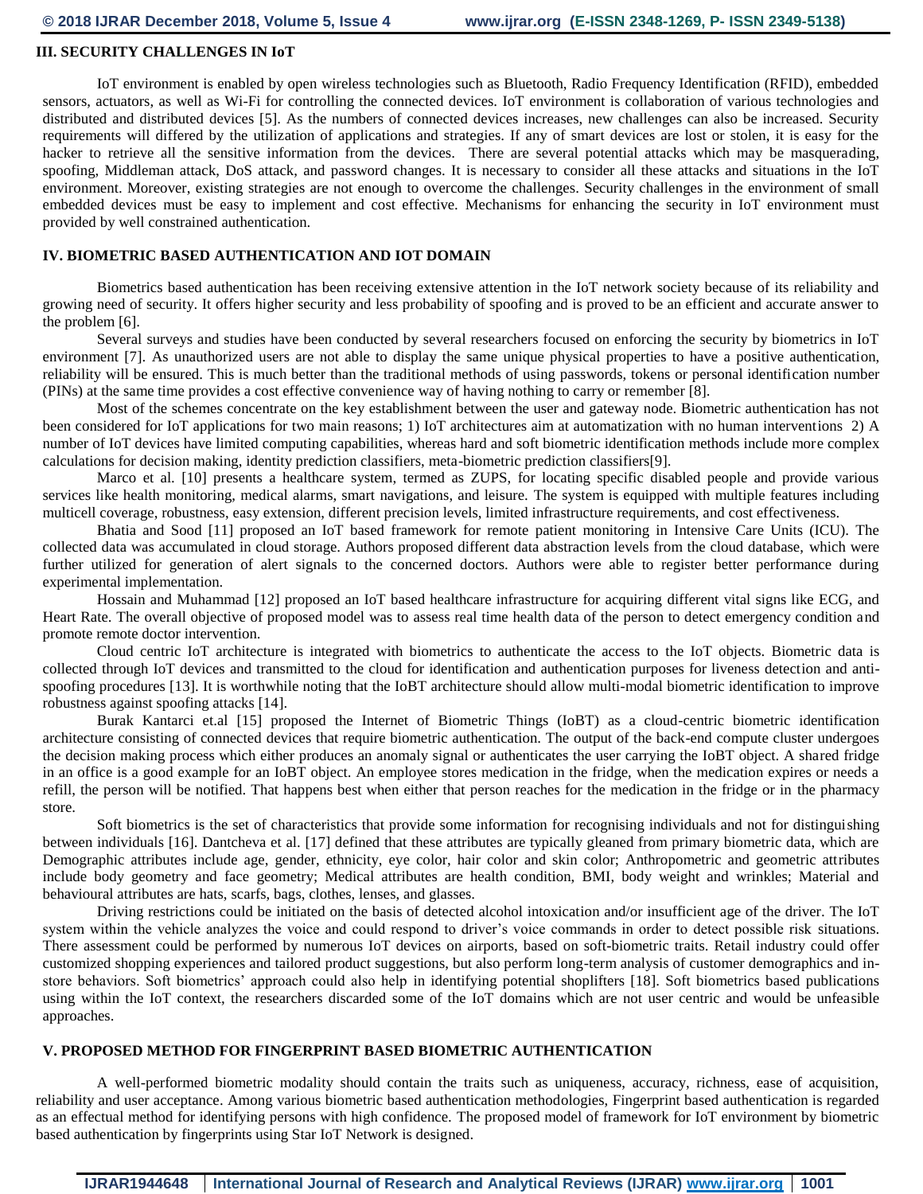## III. SECURITY CHALLENGES IN IoT

IoT environment is enabled by open wireless technologies such as Bluetooth, Radio Frequency Identification (RFID), embedded sensors, actuators, as well as Wi-Fi for controlling the connected devices. IoT environment is collaboration of various technologies and distributed and distributed devices [5]. As the numbers of connected devices increases, new challenges can also be increased. Security requirements will differed by the utilization of applications and strategies. If any of smart devices are lost or stolen, it is easy for the hacker to retrieve all the sensitive information from the devices. There are several potential attacks which may be masquerading, spoofing, Middleman attack, DoS attack, and password changes. It is necessary to consider all these attacks and situations in the IoT environment. Moreover, existing strategies are not enough to overcome the challenges. Security challenges in the environment of small embedded devices must be easy to implement and cost effective. Mechanisms for enhancing the security in IoT environment must provided by well constrained authentication.

## IV. BIOMETRIC BASED AUTHENTICATION AND IOT DOMAIN

Biometrics based authentication has been receiving extensive attention in the IoT network society because of its reliability and growing need of security. It offers higher security and less probability of spoofing and is proved to be an efficient and accurate answer to the problem [6].

Several surveys and studies have been conducted by several researchers focused on enforcing the security by biometrics in IoT environment [7]. As unauthorized users are not able to display the same unique physical properties to have a positive authentication, reliability will be ensured. This is much better than the traditional methods of using passwords, tokens or personal identification number (PINs) at the same time provides a cost effective convenience way of having nothing to carry or remember [8].

Most of the schemes concentrate on the key establishment between the user and gateway node. Biometric authentication has not been considered for IoT applications for two main reasons; 1) IoT architectures aim at automatization with no human interventions 2) A number of IoT devices have limited computing capabilities, whereas hard and soft biometric identification methods include more complex calculations for decision making, identity prediction classifiers, meta-biometric prediction classifiers[9].

Marco et al. [10] presents a healthcare system, termed as ZUPS, for locating specific disabled people and provide various services like health monitoring, medical alarms, smart navigations, and leisure. The system is equipped with multiple features including multicell coverage, robustness, easy extension, different precision levels, limited infrastructure requirements, and cost effectiveness.

Bhatia and Sood [11] proposed an IoT based framework for remote patient monitoring in Intensive Care Units (ICU). The collected data was accumulated in cloud storage. Authors proposed different data abstraction levels from the cloud database, which were further utilized for generation of alert signals to the concerned doctors. Authors were able to register better performance during experimental implementation.

Hossain and Muhammad [12] proposed an IoT based healthcare infrastructure for acquiring different vital signs like ECG, and Heart Rate. The overall objective of proposed model was to assess real time health data of the person to detect emergency condition and promote remote doctor intervention.

Cloud centric IoT architecture is integrated with biometrics to authenticate the access to the IoT objects. Biometric data is collected through IoT devices and transmitted to the cloud for identification and authentication purposes for liveness detection and anti-spoofing procedures [13]. It is worthwhile noting that the IoBT architecture should allow multi-modal biometric identification to improve robustness against spoofing attacks [14].

Burak Kantarci et.al [15] proposed the Internet of Biometric Things (IoBT) as a cloud-centric biometric identification architecture consisting of connected devices that require biometric authentication. The output of the back-end compute cluster undergoes the decision making process which either produces an anomaly signal or authenticates the user carrying the IoBT object. A shared fridge in an office is a good example for an IoBT object. An employee stores medication in the fridge, when the medication expires or needs a refill, the person will be notified. That happens best when either that person reaches for the medication in the fridge or in the pharmacy store.

Soft biometrics is the set of characteristics that provide some information for recognising individuals and not for distinguishing between individuals [16]. Dantcheva et al. [17] defined that these attributes are typically gleaned from primary biometric data, which are Demographic attributes include age, gender, ethnicity, eye color, hair color and skin color; Anthropometric and geometric attributes include body geometry and face geometry; Medical attributes are health condition, BMI, body weight and wrinkles; Material and behavioural attributes are hats, scarfs, bags, clothes, lenses, and glasses.

Driving restrictions could be initiated on the basis of detected alcohol intoxication and/or insufficient age of the driver. The IoT system within the vehicle analyzes the voice and could respond to driver's voice commands in order to detect possible risk situations. There assessment could be performed by numerous IoT devices on airports, based on soft-biometric traits. Retail industry could offer customized shopping experiences and tailored product suggestions, but also perform long-term analysis of customer demographics and in-store behaviors. Soft biometrics' approach could also help in identifying potential shoplifters [18]. Soft biometrics based publications using within the IoT context, the researchers discarded some of the IoT domains which are not user centric and would be unfeasible approaches.

## V. PROPOSED METHOD FOR FINGERPRINT BASED BIOMETRIC AUTHENTICATION

A well-performed biometric modality should contain the traits such as uniqueness, accuracy, richness, ease of acquisition, reliability and user acceptance. Among various biometric based authentication methodologies, Fingerprint based authentication is regarded as an effectual method for identifying persons with high confidence. The proposed model of framework for IoT environment by biometric based authentication by fingerprints using Star IoT Network is designed.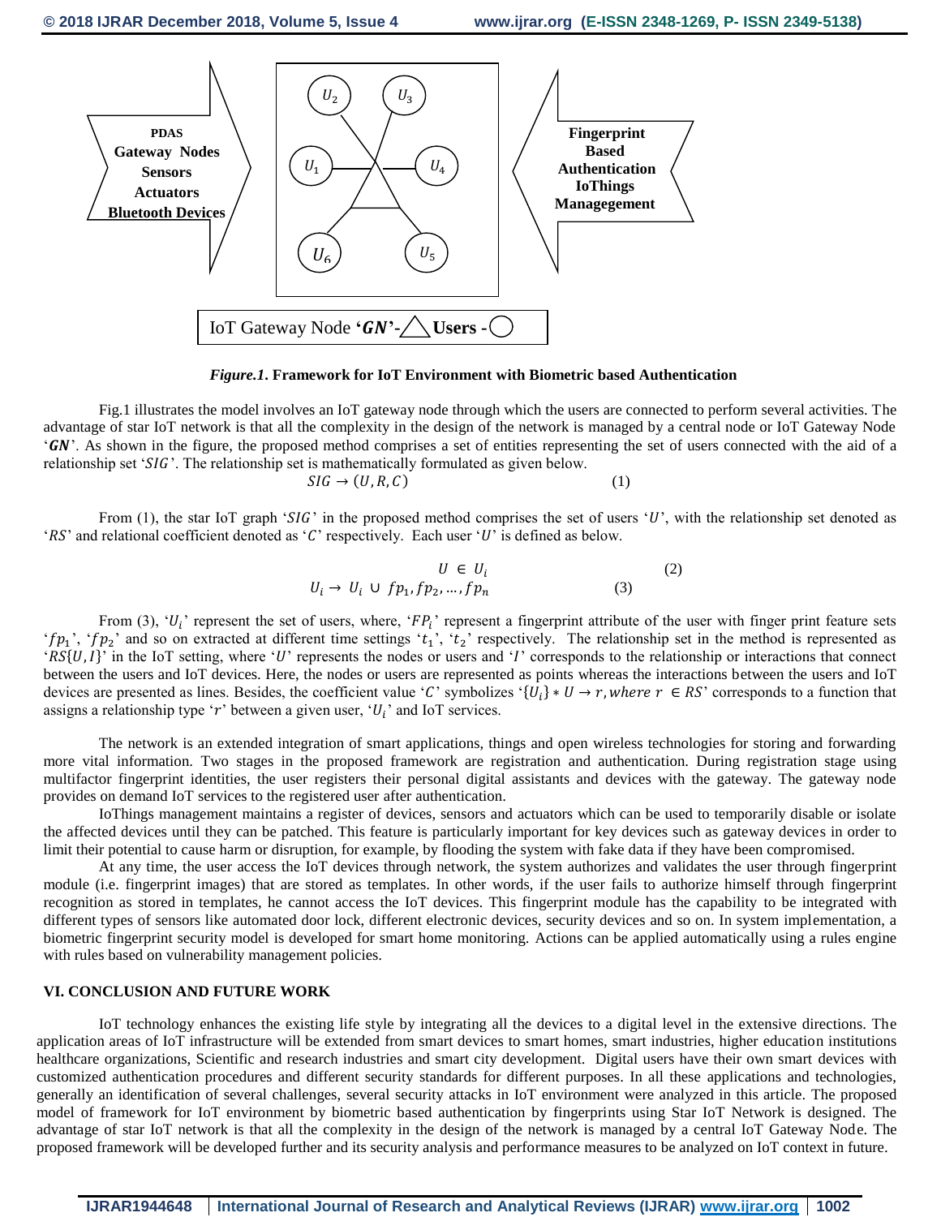PDAS
Gateway Nodes
Sensors
Actuators
Bluetooth Devices

$U_1$ $U_2$ $U_3$ $U_4$ $U_5$ $U_6$

Fingerprint Based Authentication IoThings Managegement

IoT Gateway Node **'*GN*'**-△ **Users** -○

***Figure.1*. Framework for IoT Environment with Biometric based Authentication**

Fig.1 illustrates the model involves an IoT gateway node through which the users are connected to perform several activities. The advantage of star IoT network is that all the complexity in the design of the network is managed by a central node or IoT Gateway Node '$\boldsymbol{GN}$'. As shown in the figure, the proposed method comprises a set of entities representing the set of users connected with the aid of a relationship set '$SIG$'. The relationship set is mathematically formulated as given below.

$$SIG \rightarrow (U, R, C) \tag{1}$$

From (1), the star IoT graph '$SIG$' in the proposed method comprises the set of users '$U$', with the relationship set denoted as '$RS$' and relational coefficient denoted as '$C$' respectively. Each user '$U$' is defined as below.

$$U \in U_i \tag{2}$$

$$U_i \rightarrow U_i \cup fp_1, fp_2, \ldots, fp_n \tag{3}$$

From (3), '$U_i$' represent the set of users, where, '$FP_i$' represent a fingerprint attribute of the user with finger print feature sets '$fp_1$', '$fp_2$' and so on extracted at different time settings '$t_1$', '$t_2$' respectively. The relationship set in the method is represented as '$RS\{U, I\}$' in the IoT setting, where '$U$' represents the nodes or users and '$I$' corresponds to the relationship or interactions that connect between the users and IoT devices. Here, the nodes or users are represented as points whereas the interactions between the users and IoT devices are presented as lines. Besides, the coefficient value '$C$' symbolizes '$\{U_i\} * U \rightarrow r, where\ r \in RS$' corresponds to a function that assigns a relationship type '$r$' between a given user, '$U_i$' and IoT services.

The network is an extended integration of smart applications, things and open wireless technologies for storing and forwarding more vital information. Two stages in the proposed framework are registration and authentication. During registration stage using multifactor fingerprint identities, the user registers their personal digital assistants and devices with the gateway. The gateway node provides on demand IoT services to the registered user after authentication.

IoThings management maintains a register of devices, sensors and actuators which can be used to temporarily disable or isolate the affected devices until they can be patched. This feature is particularly important for key devices such as gateway devices in order to limit their potential to cause harm or disruption, for example, by flooding the system with fake data if they have been compromised.

At any time, the user access the IoT devices through network, the system authorizes and validates the user through fingerprint module (i.e. fingerprint images) that are stored as templates. In other words, if the user fails to authorize himself through fingerprint recognition as stored in templates, he cannot access the IoT devices. This fingerprint module has the capability to be integrated with different types of sensors like automated door lock, different electronic devices, security devices and so on. In system implementation, a biometric fingerprint security model is developed for smart home monitoring. Actions can be applied automatically using a rules engine with rules based on vulnerability management policies.

## VI. CONCLUSION AND FUTURE WORK

IoT technology enhances the existing life style by integrating all the devices to a digital level in the extensive directions. The application areas of IoT infrastructure will be extended from smart devices to smart homes, smart industries, higher education institutions healthcare organizations, Scientific and research industries and smart city development. Digital users have their own smart devices with customized authentication procedures and different security standards for different purposes. In all these applications and technologies, generally an identification of several challenges, several security attacks in IoT environment were analyzed in this article. The proposed model of framework for IoT environment by biometric based authentication by fingerprints using Star IoT Network is designed. The advantage of star IoT network is that all the complexity in the design of the network is managed by a central IoT Gateway Node. The proposed framework will be developed further and its security analysis and performance measures to be analyzed on IoT context in future.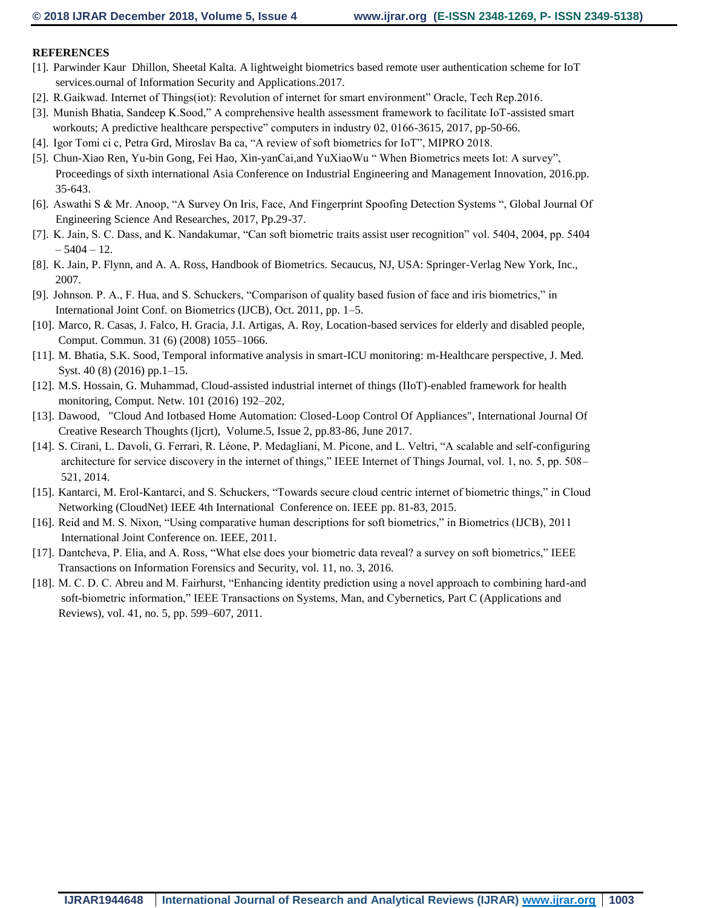**REFERENCES**

[1]. Parwinder Kaur Dhillon, Sheetal Kalta. A lightweight biometrics based remote user authentication scheme for IoT services.ournal of Information Security and Applications.2017.

[2]. R.Gaikwad. Internet of Things(iot): Revolution of internet for smart environment" Oracle, Tech Rep.2016.

[3]. Munish Bhatia, Sandeep K.Sood," A comprehensive health assessment framework to facilitate IoT-assisted smart workouts; A predictive healthcare perspective" computers in industry 02, 0166-3615, 2017, pp-50-66.

[4]. Igor Tomi ci c, Petra Grd, Miroslav Ba ca, "A review of soft biometrics for IoT", MIPRO 2018.

[5]. Chun-Xiao Ren, Yu-bin Gong, Fei Hao, Xin-yanCai,and YuXiaoWu " When Biometrics meets Iot: A survey", Proceedings of sixth international Asia Conference on Industrial Engineering and Management Innovation, 2016.pp. 35-643.

[6]. Aswathi S & Mr. Anoop, "A Survey On Iris, Face, And Fingerprint Spoofing Detection Systems ", Global Journal Of Engineering Science And Researches, 2017, Pp.29-37.

[7]. K. Jain, S. C. Dass, and K. Nandakumar, "Can soft biometric traits assist user recognition" vol. 5404, 2004, pp. 5404 – 5404 – 12.

[8]. K. Jain, P. Flynn, and A. A. Ross, Handbook of Biometrics. Secaucus, NJ, USA: Springer-Verlag New York, Inc., 2007.

[9]. Johnson. P. A., F. Hua, and S. Schuckers, "Comparison of quality based fusion of face and iris biometrics," in International Joint Conf. on Biometrics (IJCB), Oct. 2011, pp. 1–5.

[10]. Marco, R. Casas, J. Falco, H. Gracia, J.I. Artigas, A. Roy, Location-based services for elderly and disabled people, Comput. Commun. 31 (6) (2008) 1055–1066.

[11]. M. Bhatia, S.K. Sood, Temporal informative analysis in smart-ICU monitoring: m-Healthcare perspective, J. Med. Syst. 40 (8) (2016) pp.1–15.

[12]. M.S. Hossain, G. Muhammad, Cloud-assisted industrial internet of things (IIoT)-enabled framework for health monitoring, Comput. Netw. 101 (2016) 192–202,

[13]. Dawood, "Cloud And Iotbased Home Automation: Closed-Loop Control Of Appliances", International Journal Of Creative Research Thoughts (Ijcrt), Volume.5, Issue 2, pp.83-86, June 2017.

[14]. S. Cirani, L. Davoli, G. Ferrari, R. Léone, P. Medagliani, M. Picone, and L. Veltri, "A scalable and self-configuring architecture for service discovery in the internet of things," IEEE Internet of Things Journal, vol. 1, no. 5, pp. 508–521, 2014.

[15]. Kantarci, M. Erol-Kantarci, and S. Schuckers, "Towards secure cloud centric internet of biometric things," in Cloud Networking (CloudNet) IEEE 4th International Conference on. IEEE pp. 81-83, 2015.

[16]. Reid and M. S. Nixon, "Using comparative human descriptions for soft biometrics," in Biometrics (IJCB), 2011 International Joint Conference on. IEEE, 2011.

[17]. Dantcheva, P. Elia, and A. Ross, "What else does your biometric data reveal? a survey on soft biometrics," IEEE Transactions on Information Forensics and Security, vol. 11, no. 3, 2016.

[18]. M. C. D. C. Abreu and M. Fairhurst, "Enhancing identity prediction using a novel approach to combining hard-and soft-biometric information," IEEE Transactions on Systems, Man, and Cybernetics, Part C (Applications and Reviews), vol. 41, no. 5, pp. 599–607, 2011.